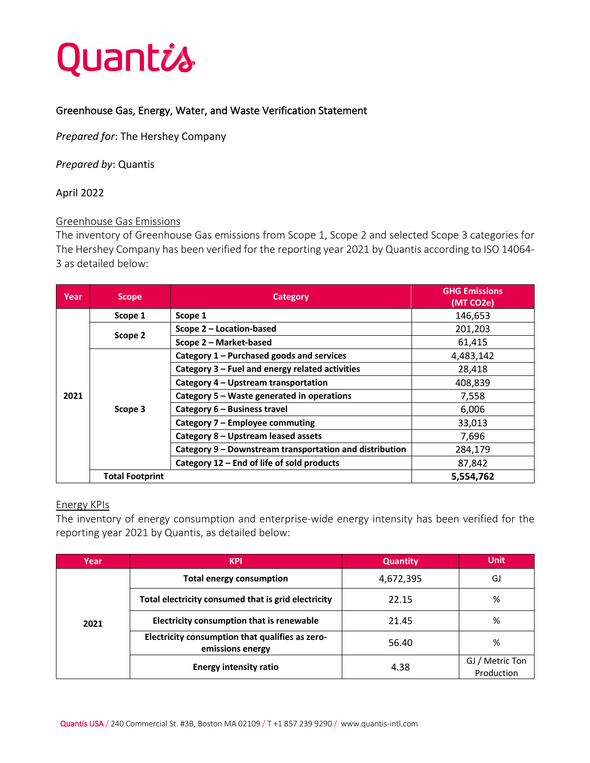# Quantis

Greenhouse Gas, Energy, Water, and Waste Verification Statement

*Prepared for*: The Hershey Company

*Prepared by*: Quantis

April 2022

## Greenhouse Gas Emissions

The inventory of Greenhouse Gas emissions from Scope 1, Scope 2 and selected Scope 3 categories for The Hershey Company has been verified for the reporting year 2021 by Quantis according to ISO 14064-3 as detailed below:

| Year | Scope | Category | GHG Emissions (MT CO2e) |
|---|---|---|---|
| 2021 | Scope 1 | Scope 1 | 146,653 |
| | Scope 2 | Scope 2 – Location-based | 201,203 |
| | | Scope 2 – Market-based | 61,415 |
| | Scope 3 | Category 1 – Purchased goods and services | 4,483,142 |
| | | Category 3 – Fuel and energy related activities | 28,418 |
| | | Category 4 – Upstream transportation | 408,839 |
| | | Category 5 – Waste generated in operations | 7,558 |
| | | Category 6 – Business travel | 6,006 |
| | | Category 7 – Employee commuting | 33,013 |
| | | Category 8 – Upstream leased assets | 7,696 |
| | | Category 9 – Downstream transportation and distribution | 284,179 |
| | | Category 12 – End of life of sold products | 87,842 |
| | **Total Footprint** | | **5,554,762** |

## Energy KPIs

The inventory of energy consumption and enterprise-wide energy intensity has been verified for the reporting year 2021 by Quantis, as detailed below:

| Year | KPI | Quantity | Unit |
|---|---|---|---|
| 2021 | Total energy consumption | 4,672,395 | GJ |
| | Total electricity consumed that is grid electricity | 22.15 | % |
| | Electricity consumption that is renewable | 21.45 | % |
| | Electricity consumption that qualifies as zero-emissions energy | 56.40 | % |
| | Energy intensity ratio | 4.38 | GJ / Metric Ton Production |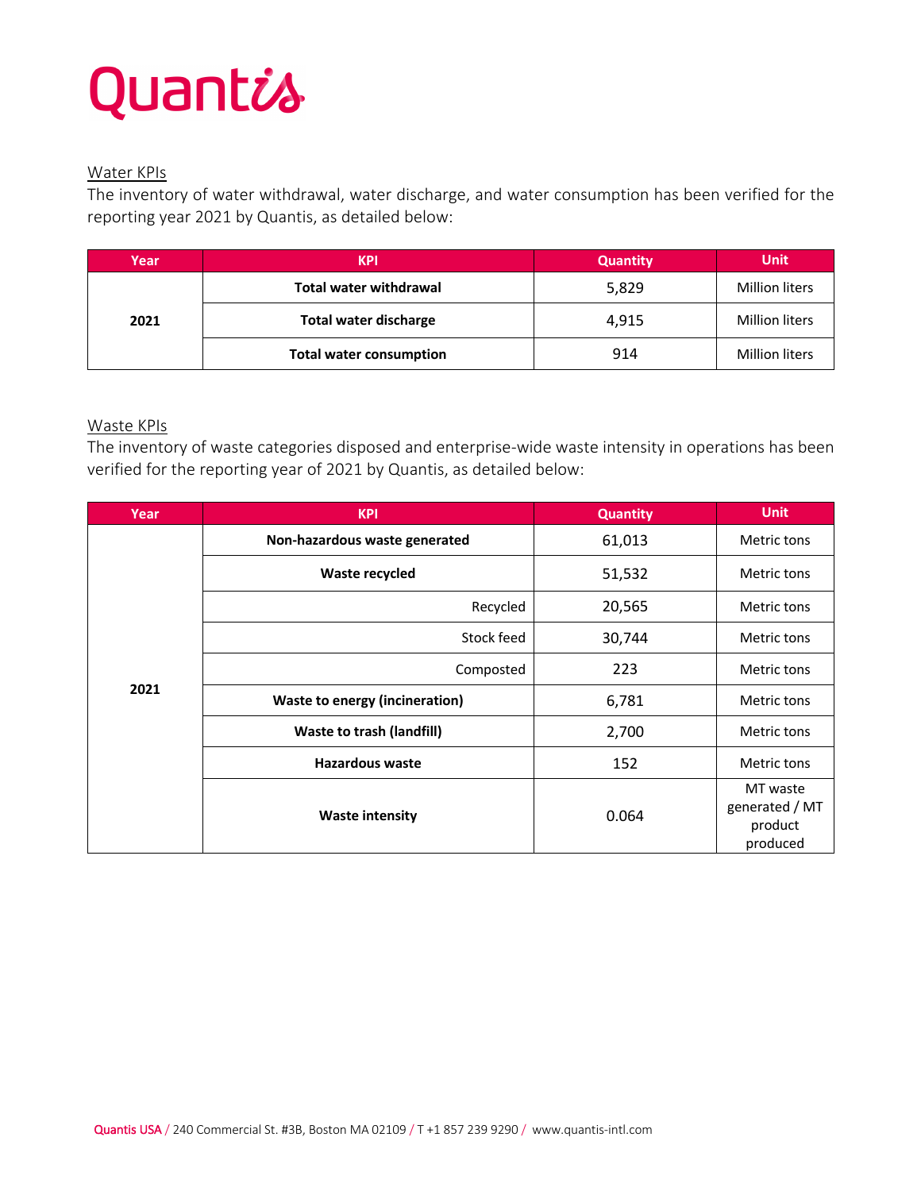Quantis

Water KPIs

The inventory of water withdrawal, water discharge, and water consumption has been verified for the reporting year 2021 by Quantis, as detailed below:

| Year | KPI | Quantity | Unit |
|---|---|---|---|
| 2021 | **Total water withdrawal** | 5,829 | Million liters |
| | **Total water discharge** | 4,915 | Million liters |
| | **Total water consumption** | 914 | Million liters |

Waste KPIs

The inventory of waste categories disposed and enterprise-wide waste intensity in operations has been verified for the reporting year of 2021 by Quantis, as detailed below:

| Year | KPI | Quantity | Unit |
|---|---|---|---|
| 2021 | **Non-hazardous waste generated** | 61,013 | Metric tons |
| | **Waste recycled** | 51,532 | Metric tons |
| | Recycled | 20,565 | Metric tons |
| | Stock feed | 30,744 | Metric tons |
| | Composted | 223 | Metric tons |
| | **Waste to energy (incineration)** | 6,781 | Metric tons |
| | **Waste to trash (landfill)** | 2,700 | Metric tons |
| | **Hazardous waste** | 152 | Metric tons |
| | **Waste intensity** | 0.064 | MT waste generated / MT product produced |

Quantis USA / 240 Commercial St. #3B, Boston MA 02109 / T +1 857 239 9290 / www.quantis-intl.com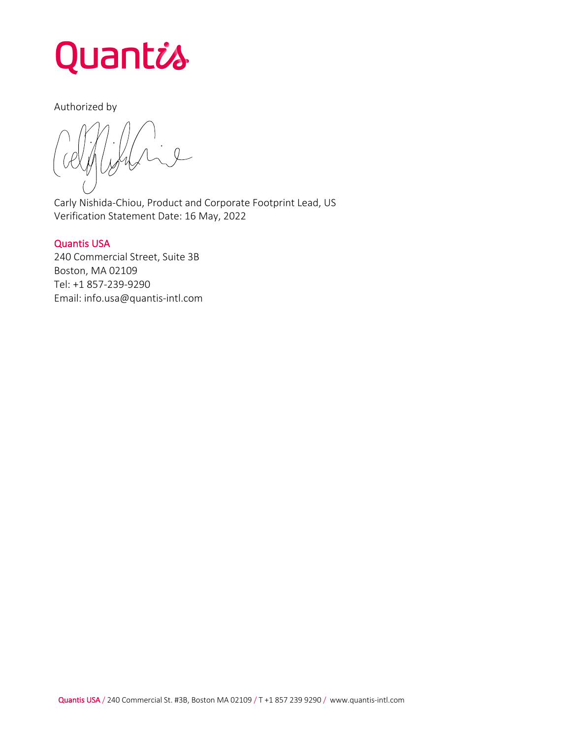Quantis

Authorized by

Carly Nishida-Chiou, Product and Corporate Footprint Lead, US
Verification Statement Date: 16 May, 2022

**Quantis USA**
240 Commercial Street, Suite 3B
Boston, MA 02109
Tel: +1 857-239-9290
Email: info.usa@quantis-intl.com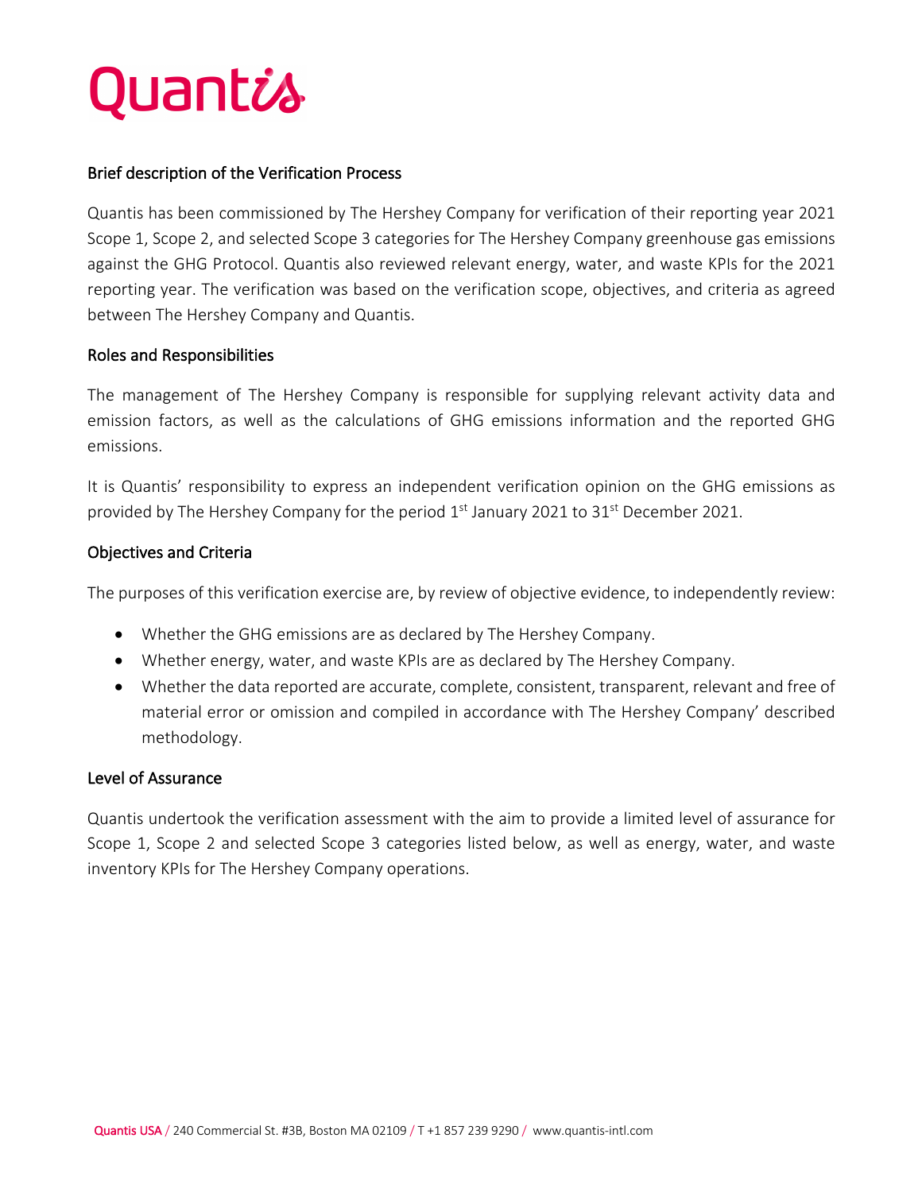## Brief description of the Verification Process

Quantis has been commissioned by The Hershey Company for verification of their reporting year 2021 Scope 1, Scope 2, and selected Scope 3 categories for The Hershey Company greenhouse gas emissions against the GHG Protocol. Quantis also reviewed relevant energy, water, and waste KPIs for the 2021 reporting year. The verification was based on the verification scope, objectives, and criteria as agreed between The Hershey Company and Quantis.

## Roles and Responsibilities

The management of The Hershey Company is responsible for supplying relevant activity data and emission factors, as well as the calculations of GHG emissions information and the reported GHG emissions.

It is Quantis' responsibility to express an independent verification opinion on the GHG emissions as provided by The Hershey Company for the period 1st January 2021 to 31st December 2021.

## Objectives and Criteria

The purposes of this verification exercise are, by review of objective evidence, to independently review:

- Whether the GHG emissions are as declared by The Hershey Company.
- Whether energy, water, and waste KPIs are as declared by The Hershey Company.
- Whether the data reported are accurate, complete, consistent, transparent, relevant and free of material error or omission and compiled in accordance with The Hershey Company' described methodology.

## Level of Assurance

Quantis undertook the verification assessment with the aim to provide a limited level of assurance for Scope 1, Scope 2 and selected Scope 3 categories listed below, as well as energy, water, and waste inventory KPIs for The Hershey Company operations.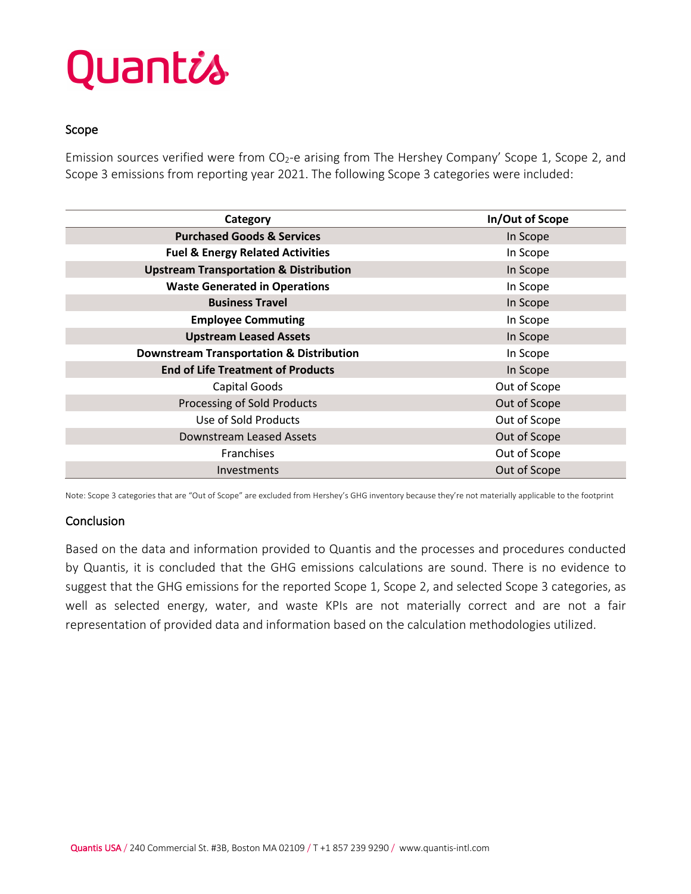# Quantis

## Scope

Emission sources verified were from $CO_2$-e arising from The Hershey Company' Scope 1, Scope 2, and Scope 3 emissions from reporting year 2021. The following Scope 3 categories were included:

| Category | In/Out of Scope |
|---|---|
| **Purchased Goods & Services** | In Scope |
| **Fuel & Energy Related Activities** | In Scope |
| **Upstream Transportation & Distribution** | In Scope |
| **Waste Generated in Operations** | In Scope |
| **Business Travel** | In Scope |
| **Employee Commuting** | In Scope |
| **Upstream Leased Assets** | In Scope |
| **Downstream Transportation & Distribution** | In Scope |
| **End of Life Treatment of Products** | In Scope |
| Capital Goods | Out of Scope |
| Processing of Sold Products | Out of Scope |
| Use of Sold Products | Out of Scope |
| Downstream Leased Assets | Out of Scope |
| Franchises | Out of Scope |
| Investments | Out of Scope |

Note: Scope 3 categories that are "Out of Scope" are excluded from Hershey's GHG inventory because they're not materially applicable to the footprint

## Conclusion

Based on the data and information provided to Quantis and the processes and procedures conducted by Quantis, it is concluded that the GHG emissions calculations are sound. There is no evidence to suggest that the GHG emissions for the reported Scope 1, Scope 2, and selected Scope 3 categories, as well as selected energy, water, and waste KPIs are not materially correct and are not a fair representation of provided data and information based on the calculation methodologies utilized.

Quantis USA / 240 Commercial St. #3B, Boston MA 02109 / T +1 857 239 9290 / www.quantis-intl.com